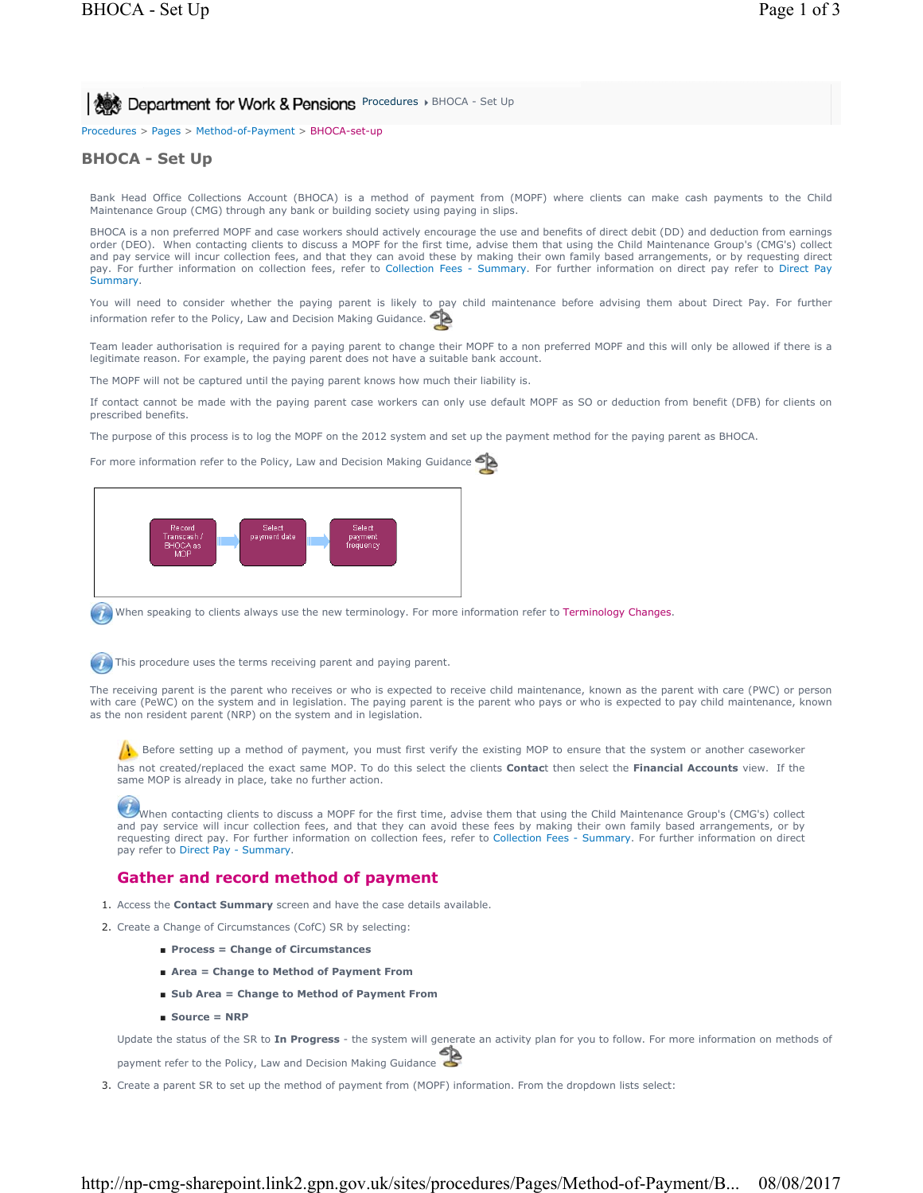Procedures > Pages > Method-of-Payment > BHOCA-set-up

# BHOCA - Set Up

Bank Head Office Collections Account (BHOCA) is a method of payment from (MOPF) where clients can make cash payments to the Child Maintenance Group (CMG) through any bank or building society using paying in slips.

BHOCA is a non preferred MOPF and case workers should actively encourage the use and benefits of direct debit (DD) and deduction from earnings order (DEO). When contacting clients to discuss a MOPF for the first time, advise them that using the Child Maintenance Group's (CMG's) collect and pay service will incur collection fees, and that they can avoid these by making their own family based arrangements, or by requesting direct pay. For further information on collection fees, refer to Collection Fees - Summary. For further information on direct pay refer to Direct Pay Summary.

You will need to consider whether the paying parent is likely to pay child maintenance before advising them about Direct Pay. For further information refer to the Policy, Law and Decision Making Guidance.

Team leader authorisation is required for a paying parent to change their MOPF to a non preferred MOPF and this will only be allowed if there is a legitimate reason. For example, the paying parent does not have a suitable bank account.

The MOPF will not be captured until the paying parent knows how much their liability is.

If contact cannot be made with the paying parent case workers can only use default MOPF as SO or deduction from benefit (DFB) for clients on prescribed benefits.

The purpose of this process is to log the MOPF on the 2012 system and set up the payment method for the paying parent as BHOCA.

For more information refer to the Policy, Law and Decision Making Guidance

Record Transcash / BHOCA as MOP → Select payment date → Select payment frequency

When speaking to clients always use the new terminology. For more information refer to Terminology Changes.

This procedure uses the terms receiving parent and paying parent.

The receiving parent is the parent who receives or who is expected to receive child maintenance, known as the parent with care (PWC) or person with care (PeWC) on the system and in legislation. The paying parent is the parent who pays or who is expected to pay child maintenance, known as the non resident parent (NRP) on the system and in legislation.

Before setting up a method of payment, you must first verify the existing MOP to ensure that the system or another caseworker has not created/replaced the exact same MOP. To do this select the clients **Contac**t then select the **Financial Accounts** view. If the same MOP is already in place, take no further action.

When contacting clients to discuss a MOPF for the first time, advise them that using the Child Maintenance Group's (CMG's) collect and pay service will incur collection fees, and that they can avoid these fees by making their own family based arrangements, or by requesting direct pay. For further information on collection fees, refer to Collection Fees - Summary. For further information on direct pay refer to Direct Pay - Summary.

## Gather and record method of payment

1. Access the **Contact Summary** screen and have the case details available.
2. Create a Change of Circumstances (CofC) SR by selecting:
   - **Process = Change of Circumstances**
   - **Area = Change to Method of Payment From**
   - **Sub Area = Change to Method of Payment From**
   - **Source = NRP**

   Update the status of the SR to **In Progress** - the system will generate an activity plan for you to follow. For more information on methods of payment refer to the Policy, Law and Decision Making Guidance
3. Create a parent SR to set up the method of payment from (MOPF) information. From the dropdown lists select: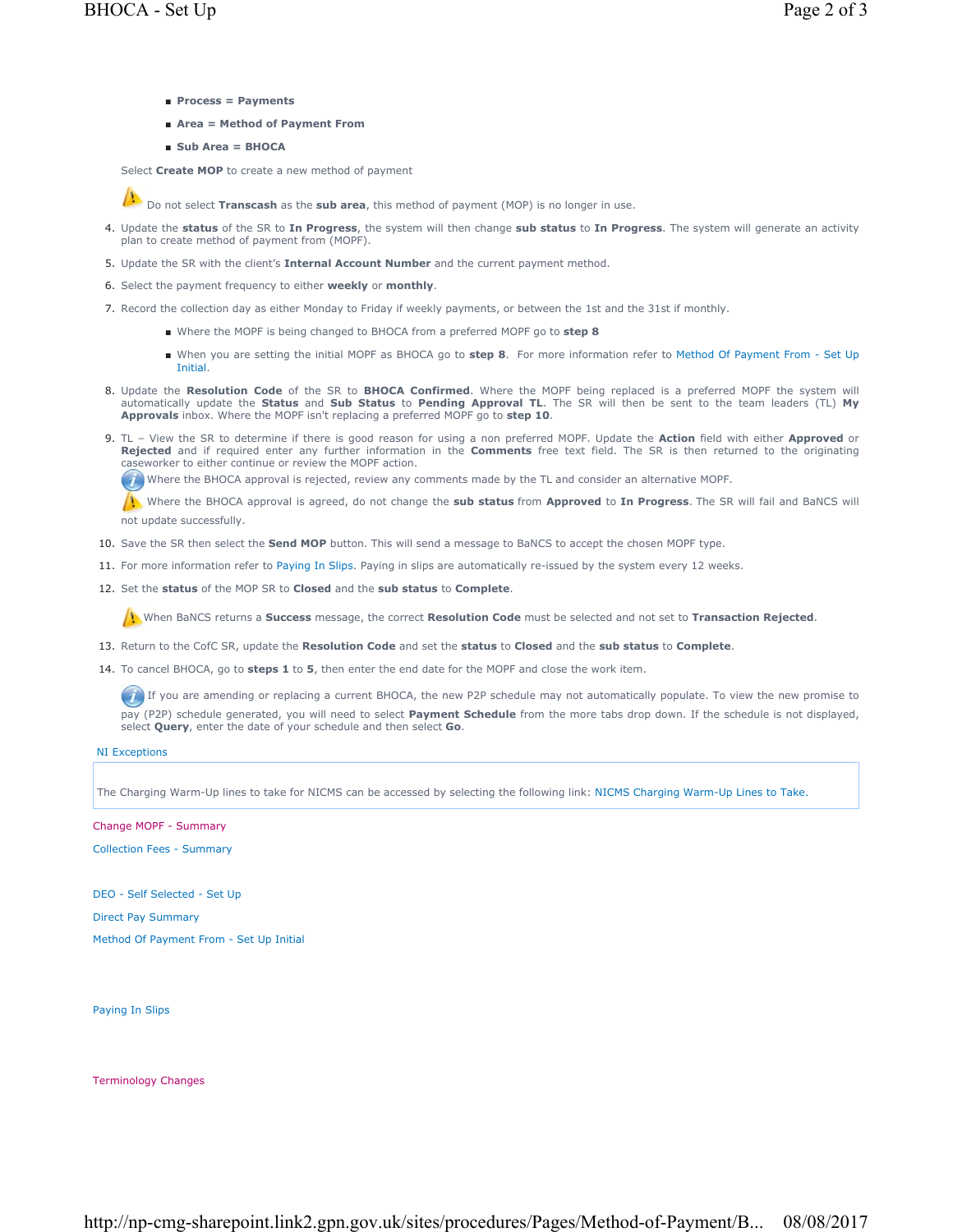- **Process = Payments**
- **Area = Method of Payment From**
- **Sub Area = BHOCA**

Select **Create MOP** to create a new method of payment

⚠ Do not select **Transcash** as the **sub area**, this method of payment (MOP) is no longer in use.

4. Update the **status** of the SR to **In Progress**, the system will then change **sub status** to **In Progress**. The system will generate an activity plan to create method of payment from (MOPF).
5. Update the SR with the client's **Internal Account Number** and the current payment method.
6. Select the payment frequency to either **weekly** or **monthly**.
7. Record the collection day as either Monday to Friday if weekly payments, or between the 1st and the 31st if monthly.
   - Where the MOPF is being changed to BHOCA from a preferred MOPF go to **step 8**
   - When you are setting the initial MOPF as BHOCA go to **step 8**. For more information refer to Method Of Payment From - Set Up Initial.
8. Update the **Resolution Code** of the SR to **BHOCA Confirmed**. Where the MOPF being replaced is a preferred MOPF the system will automatically update the **Status** and **Sub Status** to **Pending Approval TL**. The SR will then be sent to the team leaders (TL) **My Approvals** inbox. Where the MOPF isn't replacing a preferred MOPF go to **step 10**.
9. TL – View the SR to determine if there is good reason for using a non preferred MOPF. Update the **Action** field with either **Approved** or **Rejected** and if required enter any further information in the **Comments** free text field. The SR is then returned to the originating caseworker to either continue or review the MOPF action.

   ℹ Where the BHOCA approval is rejected, review any comments made by the TL and consider an alternative MOPF.

   ⚠ Where the BHOCA approval is agreed, do not change the **sub status** from **Approved** to **In Progress**. The SR will fail and BaNCS will not update successfully.
10. Save the SR then select the **Send MOP** button. This will send a message to BaNCS to accept the chosen MOPF type.
11. For more information refer to Paying In Slips. Paying in slips are automatically re-issued by the system every 12 weeks.
12. Set the **status** of the MOP SR to **Closed** and the **sub status** to **Complete**.

    ⚠ When BaNCS returns a **Success** message, the correct **Resolution Code** must be selected and not set to **Transaction Rejected**.
13. Return to the CofC SR, update the **Resolution Code** and set the **status** to **Closed** and the **sub status** to **Complete**.
14. To cancel BHOCA, go to **steps 1** to **5**, then enter the end date for the MOPF and close the work item.

    ℹ If you are amending or replacing a current BHOCA, the new P2P schedule may not automatically populate. To view the new promise to pay (P2P) schedule generated, you will need to select **Payment Schedule** from the more tabs drop down. If the schedule is not displayed, select **Query**, enter the date of your schedule and then select **Go**.

NI Exceptions

The Charging Warm-Up lines to take for NICMS can be accessed by selecting the following link: NICMS Charging Warm-Up Lines to Take.

Change MOPF - Summary

Collection Fees - Summary

DEO - Self Selected - Set Up

Direct Pay Summary

Method Of Payment From - Set Up Initial

Paying In Slips

Terminology Changes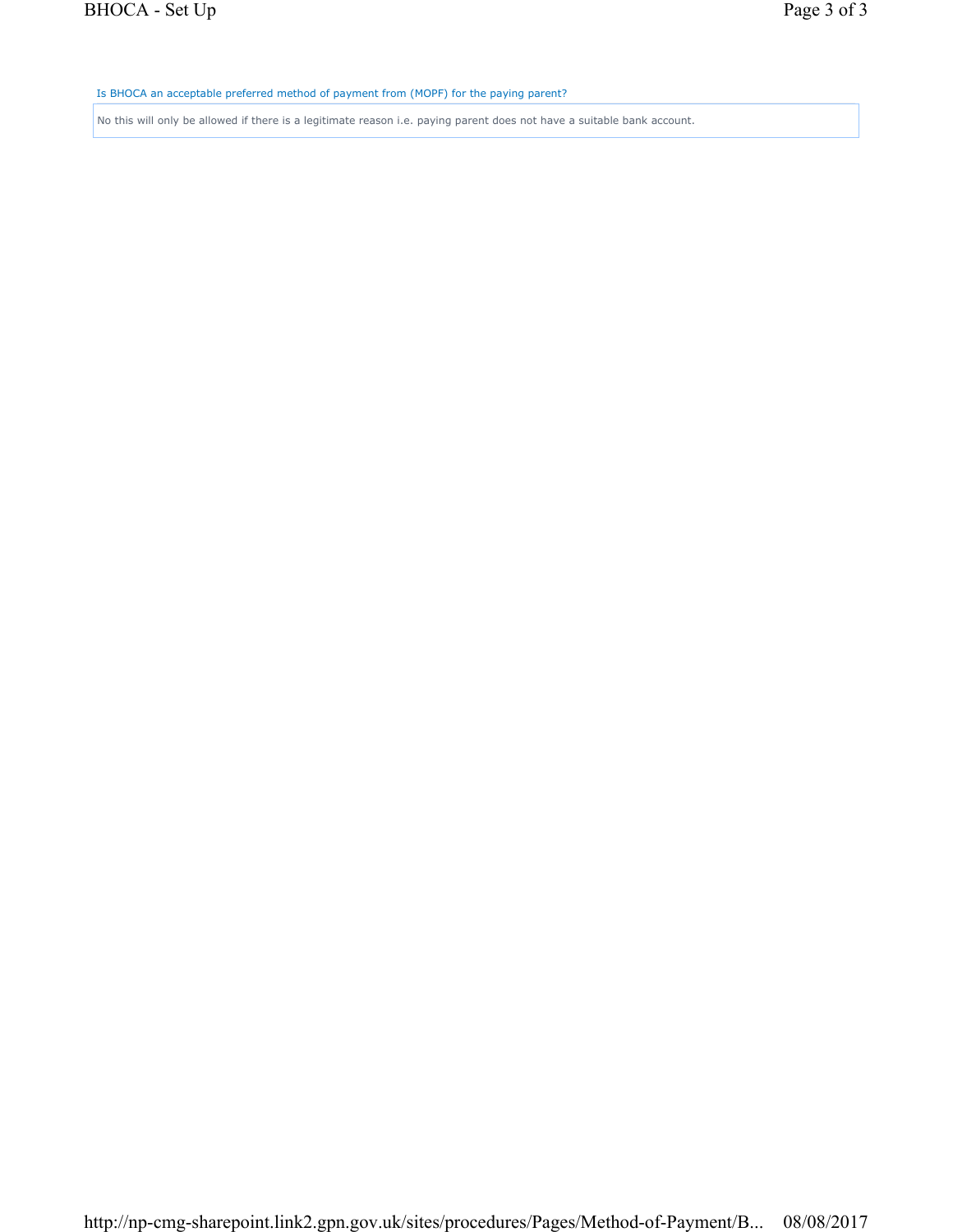Is BHOCA an acceptable preferred method of payment from (MOPF) for the paying parent?

No this will only be allowed if there is a legitimate reason i.e. paying parent does not have a suitable bank account.